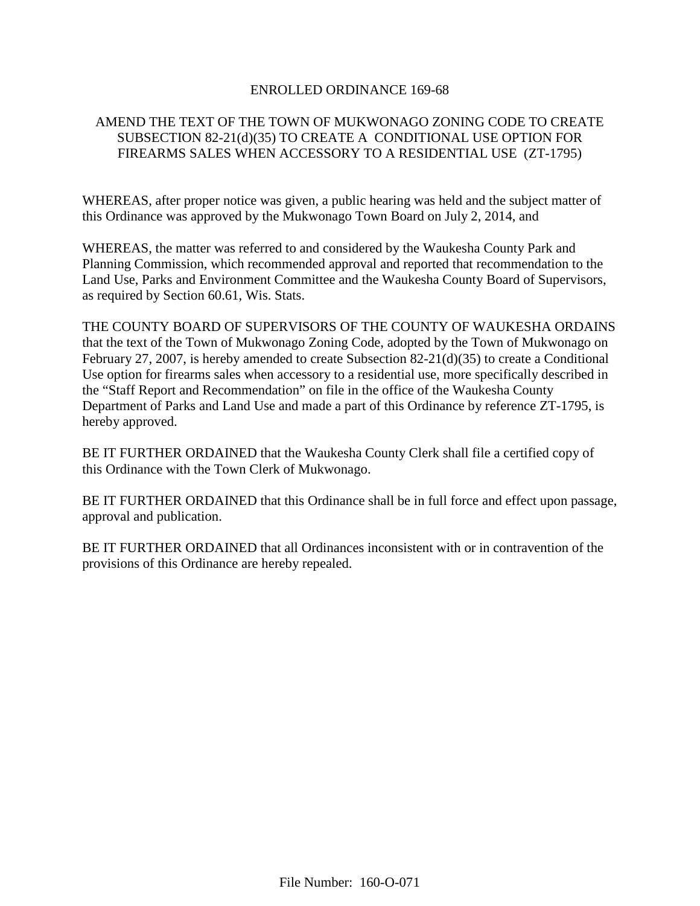# ENROLLED ORDINANCE 169-68

## AMEND THE TEXT OF THE TOWN OF MUKWONAGO ZONING CODE TO CREATE SUBSECTION 82-21(d)(35) TO CREATE A CONDITIONAL USE OPTION FOR FIREARMS SALES WHEN ACCESSORY TO A RESIDENTIAL USE (ZT-1795)

WHEREAS, after proper notice was given, a public hearing was held and the subject matter of this Ordinance was approved by the Mukwonago Town Board on July 2, 2014, and

WHEREAS, the matter was referred to and considered by the Waukesha County Park and Planning Commission, which recommended approval and reported that recommendation to the Land Use, Parks and Environment Committee and the Waukesha County Board of Supervisors, as required by Section 60.61, Wis. Stats.

THE COUNTY BOARD OF SUPERVISORS OF THE COUNTY OF WAUKESHA ORDAINS that the text of the Town of Mukwonago Zoning Code, adopted by the Town of Mukwonago on February 27, 2007, is hereby amended to create Subsection 82-21(d)(35) to create a Conditional Use option for firearms sales when accessory to a residential use, more specifically described in the "Staff Report and Recommendation" on file in the office of the Waukesha County Department of Parks and Land Use and made a part of this Ordinance by reference ZT-1795, is hereby approved.

BE IT FURTHER ORDAINED that the Waukesha County Clerk shall file a certified copy of this Ordinance with the Town Clerk of Mukwonago.

BE IT FURTHER ORDAINED that this Ordinance shall be in full force and effect upon passage, approval and publication.

BE IT FURTHER ORDAINED that all Ordinances inconsistent with or in contravention of the provisions of this Ordinance are hereby repealed.

File Number: 160-O-071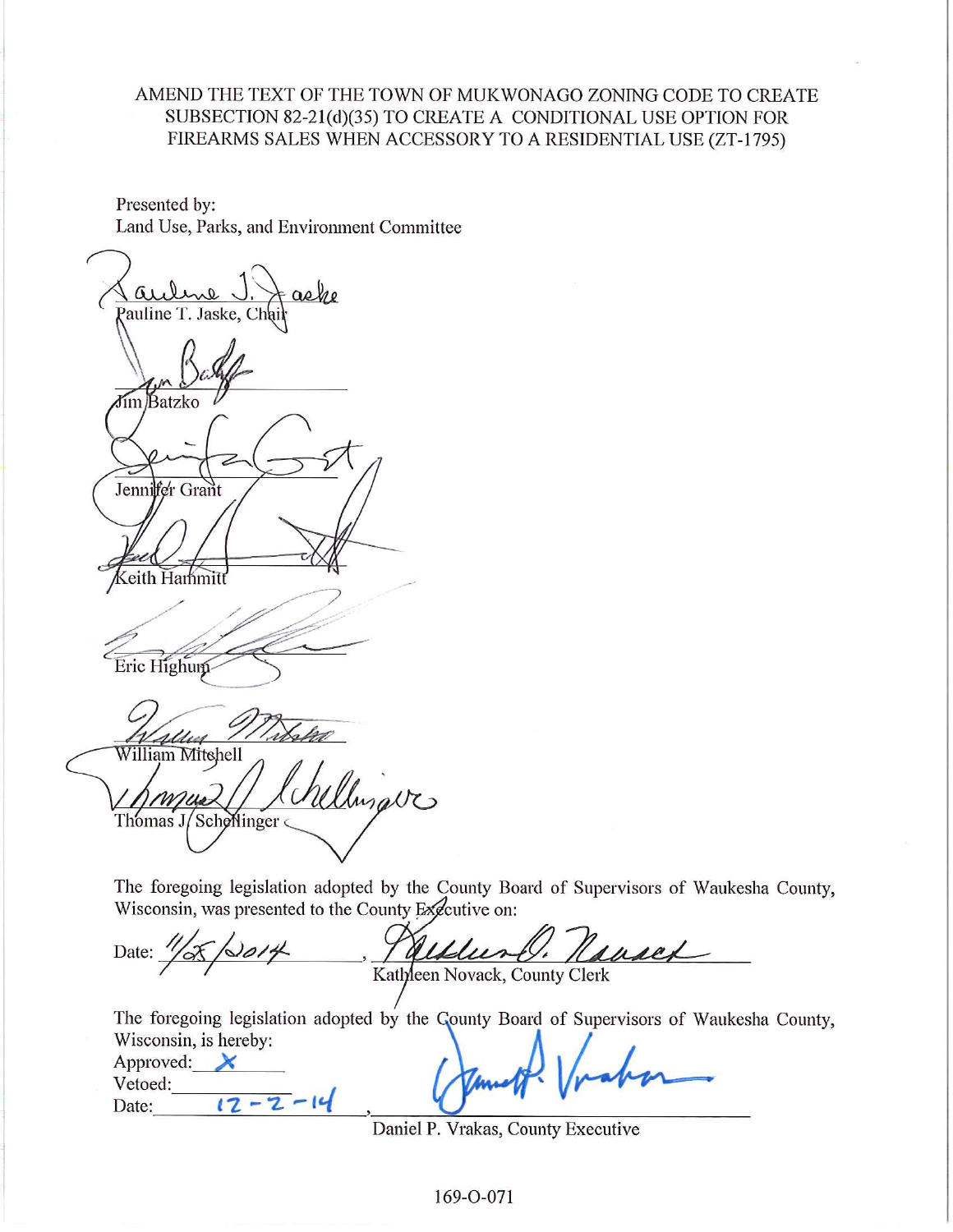AMEND THE TEXT OF THE TOWN OF MUKWONAGO ZONING CODE TO CREATE SUBSECTION 82-21(d)(35) TO CREATE A CONDITIONAL USE OPTION FOR FIREARMS SALES WHEN ACCESSORY TO A RESIDENTIAL USE (ZT-1795)

Presented by:
Land Use, Parks, and Environment Committee

Pauline T. Jaske, Chair

Jim Batzko

Jennifer Grant

Keith Hammitt

Eric Highum

William Mitchell

Thomas J. Schellinger

The foregoing legislation adopted by the County Board of Supervisors of Waukesha County, Wisconsin, was presented to the County Executive on:

Date: 11/25/2014, Kathleen Novack, County Clerk

The foregoing legislation adopted by the County Board of Supervisors of Waukesha County, Wisconsin, is hereby:

Approved: X
Vetoed: ______
Date: 12-2-14, Daniel P. Vrakas, County Executive

169-O-071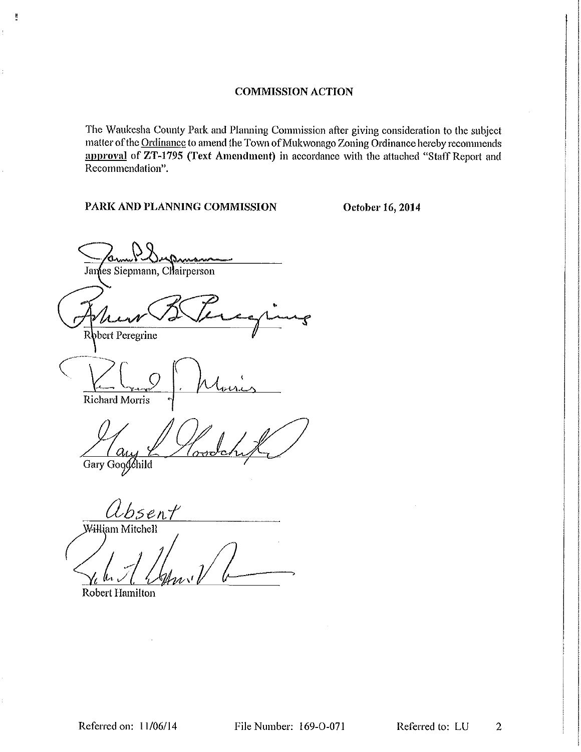## COMMISSION ACTION

The Waukesha County Park and Planning Commission after giving consideration to the subject matter of the Ordinance to amend the Town of Mukwonago Zoning Ordinance hereby recommends **approval** of **ZT-1795 (Text Amendment)** in accordance with the attached "Staff Report and Recommendation".

**PARK AND PLANNING COMMISSION** **October 16, 2014**

James Siepmann, Chairperson

Robert Peregrine

Richard Morris

Gary Goodchild

absent
William Mitchell

Robert Hamilton

Referred on: 11/06/14 File Number: 169-O-071 Referred to: LU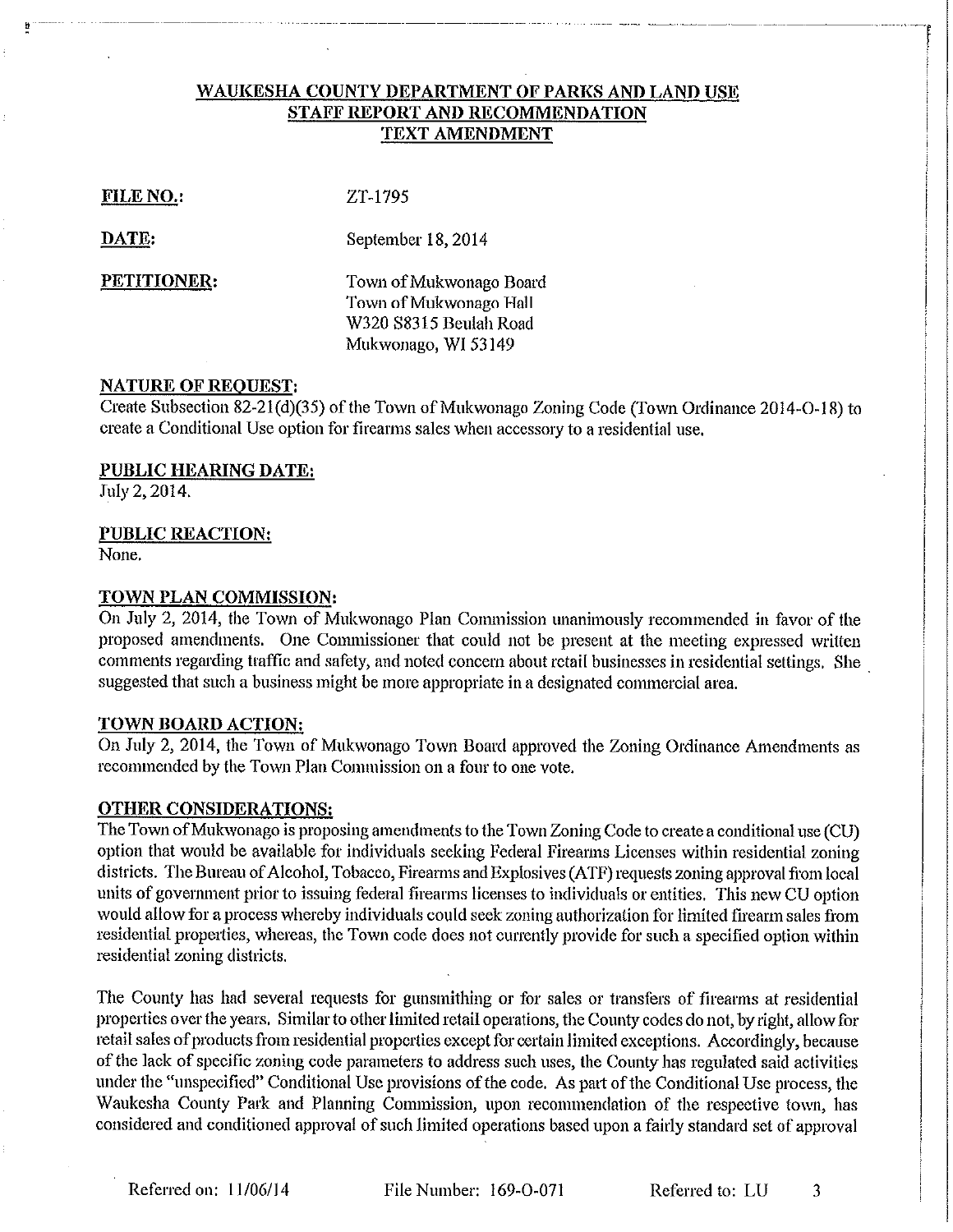# WAUKESHA COUNTY DEPARTMENT OF PARKS AND LAND USE
## STAFF REPORT AND RECOMMENDATION
## TEXT AMENDMENT

**FILE NO.:** ZT-1795

**DATE:** September 18, 2014

**PETITIONER:** Town of Mukwonago Board
Town of Mukwonago Hall
W320 S8315 Beulah Road
Mukwonago, WI 53149

**NATURE OF REQUEST:**
Create Subsection 82-21(d)(35) of the Town of Mukwonago Zoning Code (Town Ordinance 2014-O-18) to create a Conditional Use option for firearms sales when accessory to a residential use.

**PUBLIC HEARING DATE:**
July 2, 2014.

**PUBLIC REACTION:**
None.

**TOWN PLAN COMMISSION:**
On July 2, 2014, the Town of Mukwonago Plan Commission unanimously recommended in favor of the proposed amendments. One Commissioner that could not be present at the meeting expressed written comments regarding traffic and safety, and noted concern about retail businesses in residential settings. She suggested that such a business might be more appropriate in a designated commercial area.

**TOWN BOARD ACTION:**
On July 2, 2014, the Town of Mukwonago Town Board approved the Zoning Ordinance Amendments as recommended by the Town Plan Commission on a four to one vote.

**OTHER CONSIDERATIONS:**
The Town of Mukwonago is proposing amendments to the Town Zoning Code to create a conditional use (CU) option that would be available for individuals seeking Federal Firearms Licenses within residential zoning districts. The Bureau of Alcohol, Tobacco, Firearms and Explosives (ATF) requests zoning approval from local units of government prior to issuing federal firearms licenses to individuals or entities. This new CU option would allow for a process whereby individuals could seek zoning authorization for limited firearm sales from residential properties, whereas, the Town code does not currently provide for such a specified option within residential zoning districts.

The County has had several requests for gunsmithing or for sales or transfers of firearms at residential properties over the years. Similar to other limited retail operations, the County codes do not, by right, allow for retail sales of products from residential properties except for certain limited exceptions. Accordingly, because of the lack of specific zoning code parameters to address such uses, the County has regulated said activities under the "unspecified" Conditional Use provisions of the code. As part of the Conditional Use process, the Waukesha County Park and Planning Commission, upon recommendation of the respective town, has considered and conditioned approval of such limited operations based upon a fairly standard set of approval

Referred on: 11/06/14 File Number: 169-O-071 Referred to: LU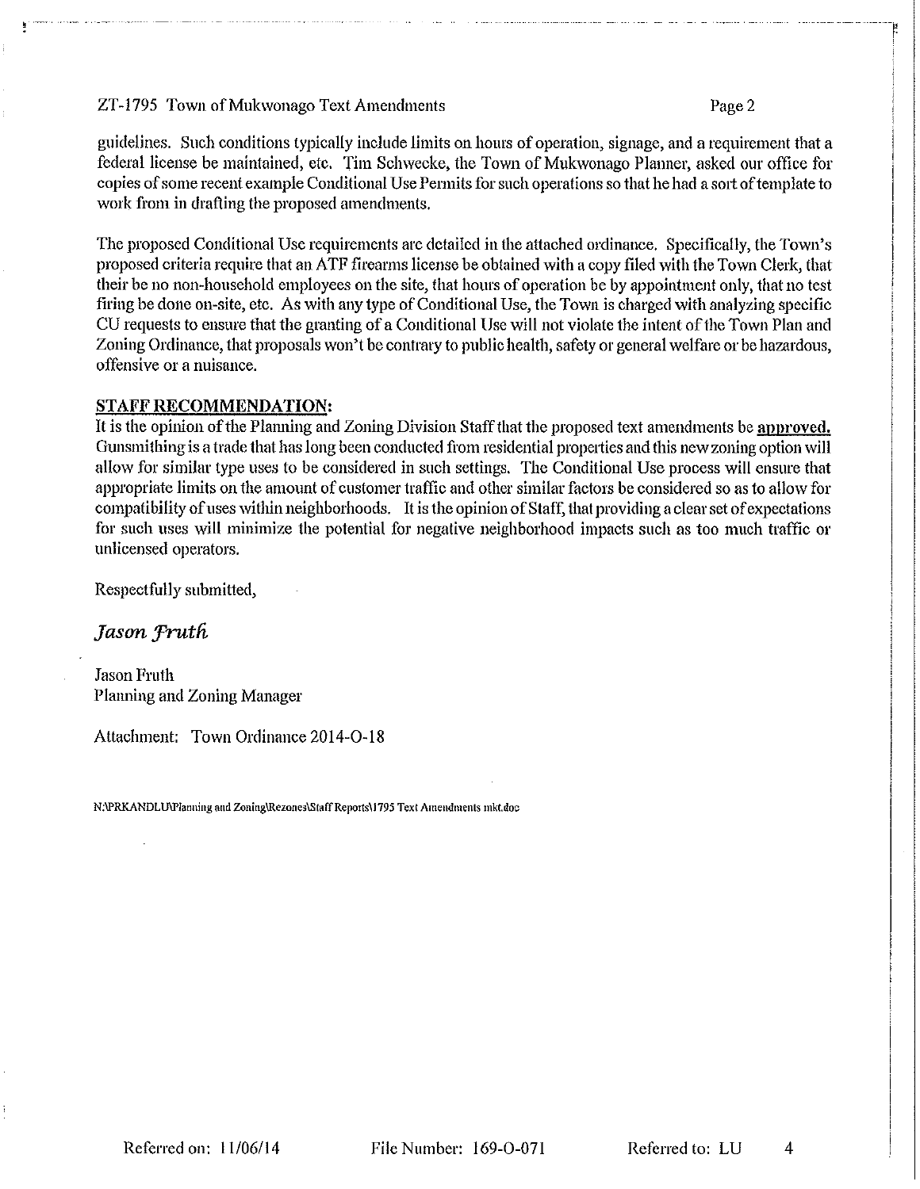guidelines. Such conditions typically include limits on hours of operation, signage, and a requirement that a federal license be maintained, etc. Tim Schwecke, the Town of Mukwonago Planner, asked our office for copies of some recent example Conditional Use Permits for such operations so that he had a sort of template to work from in drafting the proposed amendments.

The proposed Conditional Use requirements are detailed in the attached ordinance. Specifically, the Town's proposed criteria require that an ATF firearms license be obtained with a copy filed with the Town Clerk, that their be no non-household employees on the site, that hours of operation be by appointment only, that no test firing be done on-site, etc. As with any type of Conditional Use, the Town is charged with analyzing specific CU requests to ensure that the granting of a Conditional Use will not violate the intent of the Town Plan and Zoning Ordinance, that proposals won't be contrary to public health, safety or general welfare or be hazardous, offensive or a nuisance.

**STAFF RECOMMENDATION:**

It is the opinion of the Planning and Zoning Division Staff that the proposed text amendments be **approved.** Gunsmithing is a trade that has long been conducted from residential properties and this new zoning option will allow for similar type uses to be considered in such settings. The Conditional Use process will ensure that appropriate limits on the amount of customer traffic and other similar factors be considered so as to allow for compatibility of uses within neighborhoods. It is the opinion of Staff, that providing a clear set of expectations for such uses will minimize the potential for negative neighborhood impacts such as too much traffic or unlicensed operators.

Respectfully submitted,

*Jason Fruth*

Jason Fruth
Planning and Zoning Manager

Attachment: Town Ordinance 2014-O-18

N:\PRKANDLU\Planning and Zoning\Rezones\Staff Reports\1795 Text Amendments mkt.doc

Referred on: 11/06/14 File Number: 169-O-071 Referred to: LU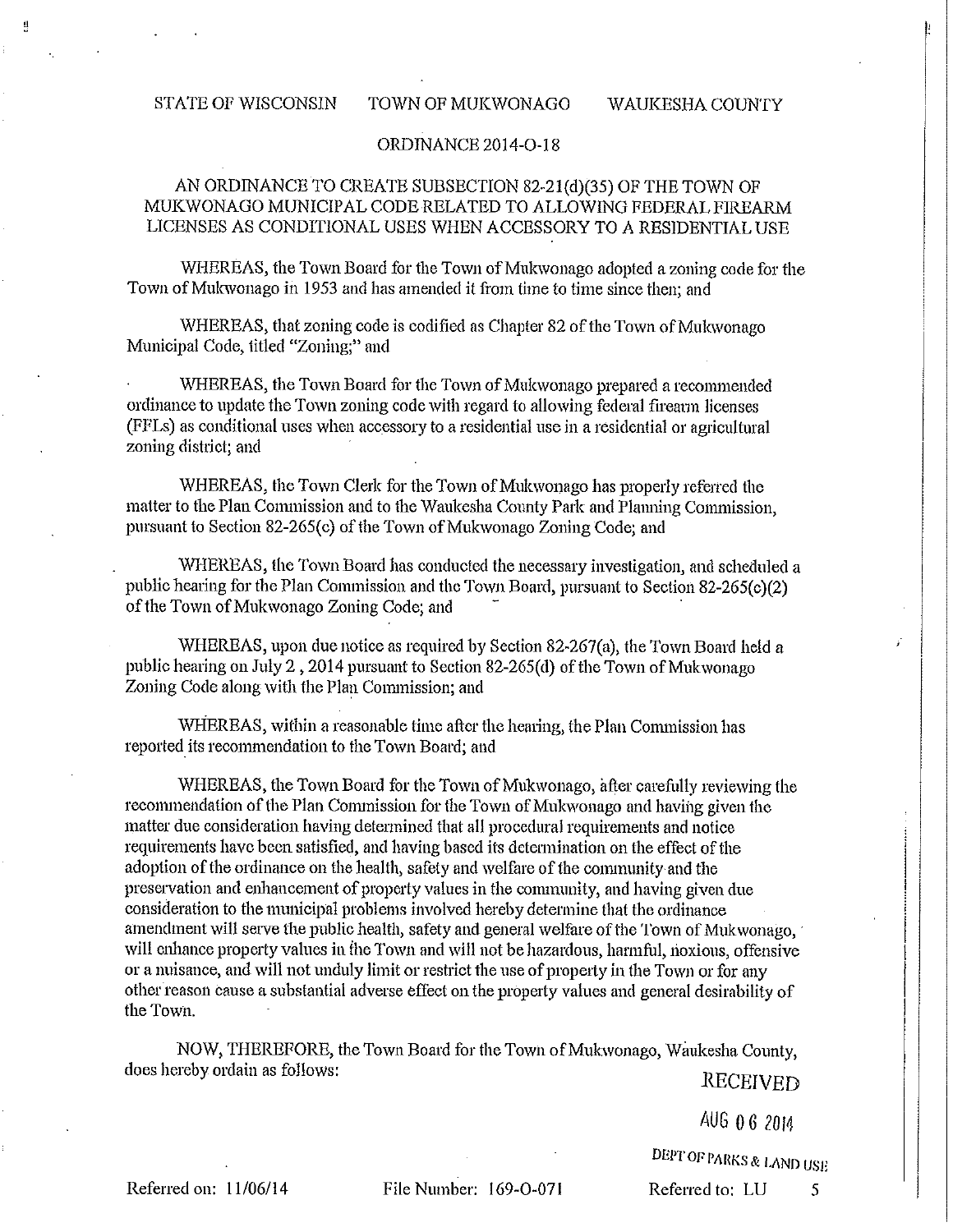STATE OF WISCONSIN TOWN OF MUKWONAGO WAUKESHA COUNTY

ORDINANCE 2014-O-18

AN ORDINANCE TO CREATE SUBSECTION 82-21(d)(35) OF THE TOWN OF MUKWONAGO MUNICIPAL CODE RELATED TO ALLOWING FEDERAL FIREARM LICENSES AS CONDITIONAL USES WHEN ACCESSORY TO A RESIDENTIAL USE

WHEREAS, the Town Board for the Town of Mukwonago adopted a zoning code for the Town of Mukwonago in 1953 and has amended it from time to time since then; and

WHEREAS, that zoning code is codified as Chapter 82 of the Town of Mukwonago Municipal Code, titled "Zoning;" and

WHEREAS, the Town Board for the Town of Mukwonago prepared a recommended ordinance to update the Town zoning code with regard to allowing federal firearm licenses (FFLs) as conditional uses when accessory to a residential use in a residential or agricultural zoning district; and

WHEREAS, the Town Clerk for the Town of Mukwonago has properly referred the matter to the Plan Commission and to the Waukesha County Park and Planning Commission, pursuant to Section 82-265(c) of the Town of Mukwonago Zoning Code; and

WHEREAS, the Town Board has conducted the necessary investigation, and scheduled a public hearing for the Plan Commission and the Town Board, pursuant to Section 82-265(c)(2) of the Town of Mukwonago Zoning Code; and

WHEREAS, upon due notice as required by Section 82-267(a), the Town Board held a public hearing on July 2 , 2014 pursuant to Section 82-265(d) of the Town of Mukwonago Zoning Code along with the Plan Commission; and

WHEREAS, within a reasonable time after the hearing, the Plan Commission has reported its recommendation to the Town Board; and

WHEREAS, the Town Board for the Town of Mukwonago, after carefully reviewing the recommendation of the Plan Commission for the Town of Mukwonago and having given the matter due consideration having determined that all procedural requirements and notice requirements have been satisfied, and having based its determination on the effect of the adoption of the ordinance on the health, safety and welfare of the community and the preservation and enhancement of property values in the community, and having given due consideration to the municipal problems involved hereby determine that the ordinance amendment will serve the public health, safety and general welfare of the Town of Mukwonago, will enhance property values in the Town and will not be hazardous, harmful, noxious, offensive or a nuisance, and will not unduly limit or restrict the use of property in the Town or for any other reason cause a substantial adverse effect on the property values and general desirability of the Town.

NOW, THEREFORE, the Town Board for the Town of Mukwonago, Waukesha County, does hereby ordain as follows:

RECEIVED

AUG 06 2014

DEPT OF PARKS & LAND USE

Referred on: 11/06/14 File Number: 169-O-071 Referred to: LU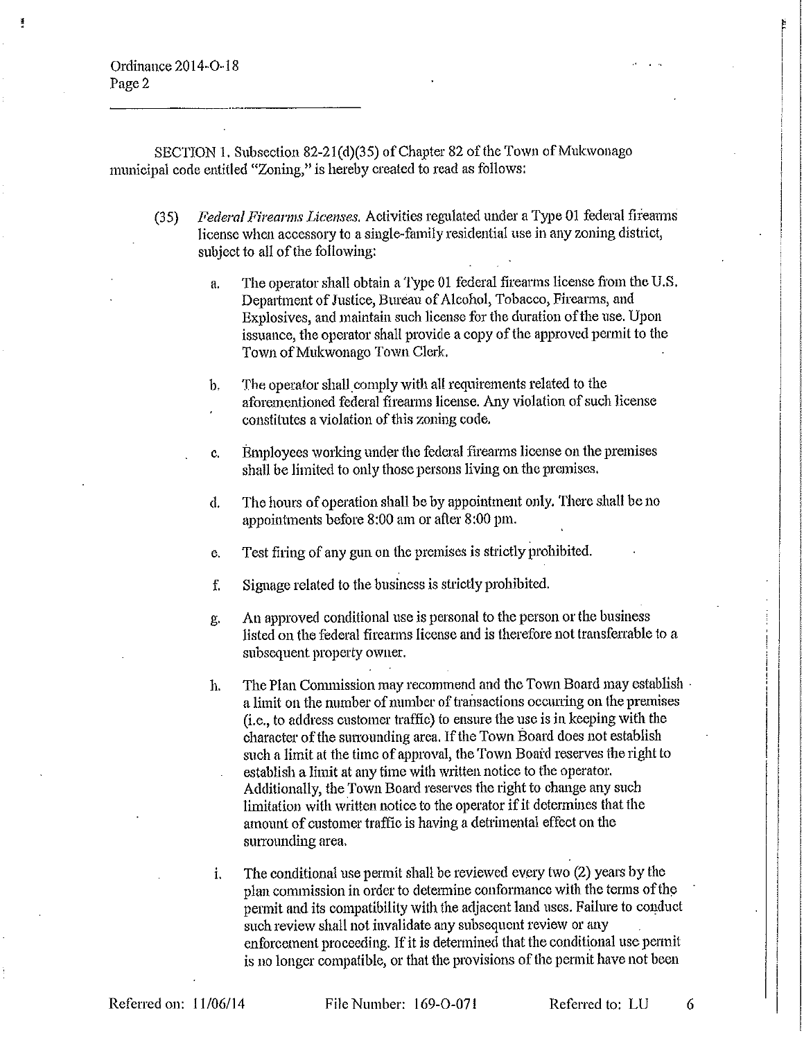SECTION 1. Subsection 82-21(d)(35) of Chapter 82 of the Town of Mukwonago municipal code entitled "Zoning," is hereby created to read as follows:

(35) *Federal Firearms Licenses.* Activities regulated under a Type 01 federal firearms license when accessory to a single-family residential use in any zoning district, subject to all of the following:

a. The operator shall obtain a Type 01 federal firearms license from the U.S. Department of Justice, Bureau of Alcohol, Tobacco, Firearms, and Explosives, and maintain such license for the duration of the use. Upon issuance, the operator shall provide a copy of the approved permit to the Town of Mukwonago Town Clerk.

b. The operator shall comply with all requirements related to the aforementioned federal firearms license. Any violation of such license constitutes a violation of this zoning code.

c. Employees working under the federal firearms license on the premises shall be limited to only those persons living on the premises.

d. The hours of operation shall be by appointment only. There shall be no appointments before 8:00 am or after 8:00 pm.

e. Test firing of any gun on the premises is strictly prohibited.

f. Signage related to the business is strictly prohibited.

g. An approved conditional use is personal to the person or the business listed on the federal firearms license and is therefore not transferrable to a subsequent property owner.

h. The Plan Commission may recommend and the Town Board may establish a limit on the number of number of transactions occurring on the premises (i.e., to address customer traffic) to ensure the use is in keeping with the character of the surrounding area. If the Town Board does not establish such a limit at the time of approval, the Town Board reserves the right to establish a limit at any time with written notice to the operator. Additionally, the Town Board reserves the right to change any such limitation with written notice to the operator if it determines that the amount of customer traffic is having a detrimental effect on the surrounding area.

i. The conditional use permit shall be reviewed every two (2) years by the plan commission in order to determine conformance with the terms of the permit and its compatibility with the adjacent land uses. Failure to conduct such review shall not invalidate any subsequent review or any enforcement proceeding. If it is determined that the conditional use permit is no longer compatible, or that the provisions of the permit have not been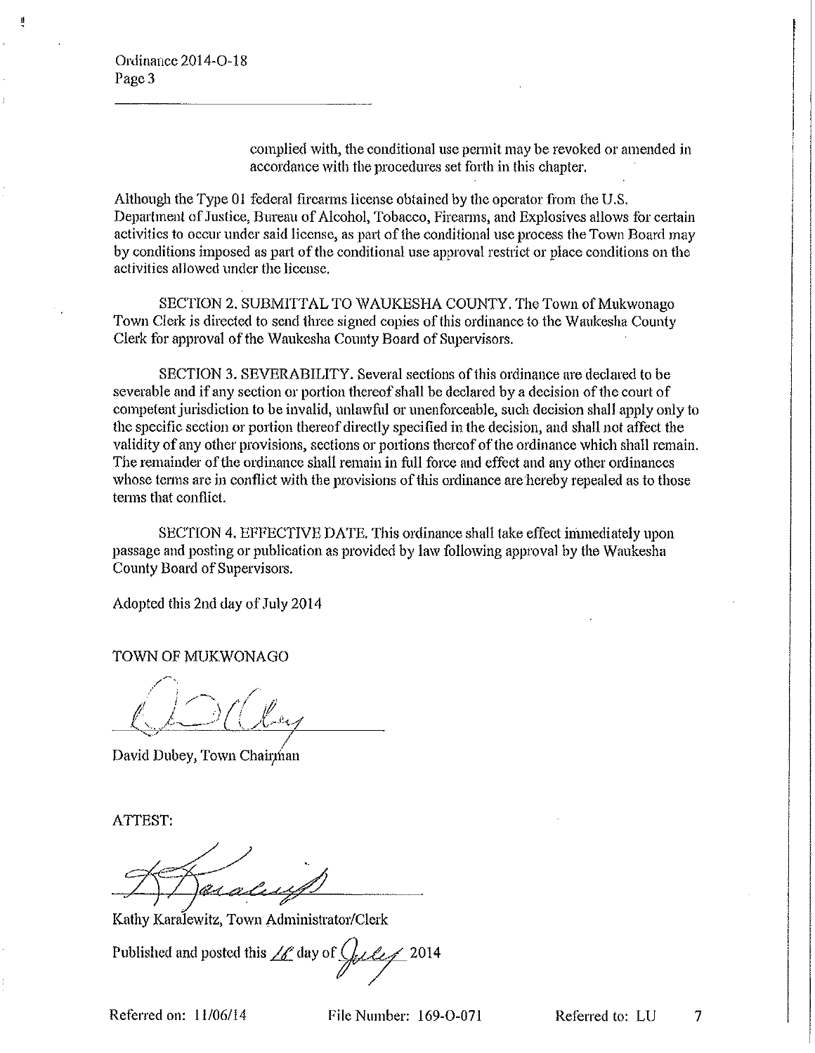complied with, the conditional use permit may be revoked or amended in accordance with the procedures set forth in this chapter.

Although the Type 01 federal firearms license obtained by the operator from the U.S. Department of Justice, Bureau of Alcohol, Tobacco, Firearms, and Explosives allows for certain activities to occur under said license, as part of the conditional use process the Town Board may by conditions imposed as part of the conditional use approval restrict or place conditions on the activities allowed under the license.

SECTION 2. SUBMITTAL TO WAUKESHA COUNTY. The Town of Mukwonago Town Clerk is directed to send three signed copies of this ordinance to the Waukesha County Clerk for approval of the Waukesha County Board of Supervisors.

SECTION 3. SEVERABILITY. Several sections of this ordinance are declared to be severable and if any section or portion thereof shall be declared by a decision of the court of competent jurisdiction to be invalid, unlawful or unenforceable, such decision shall apply only to the specific section or portion thereof directly specified in the decision, and shall not affect the validity of any other provisions, sections or portions thereof of the ordinance which shall remain. The remainder of the ordinance shall remain in full force and effect and any other ordinances whose terms are in conflict with the provisions of this ordinance are hereby repealed as to those terms that conflict.

SECTION 4. EFFECTIVE DATE. This ordinance shall take effect immediately upon passage and posting or publication as provided by law following approval by the Waukesha County Board of Supervisors.

Adopted this 2nd day of July 2014

TOWN OF MUKWONAGO

David Dubey, Town Chairman

ATTEST:

Kathy Karalewitz, Town Administrator/Clerk

Published and posted this 16 day of July 2014

Referred on: 11/06/14 File Number: 169-O-071 Referred to: LU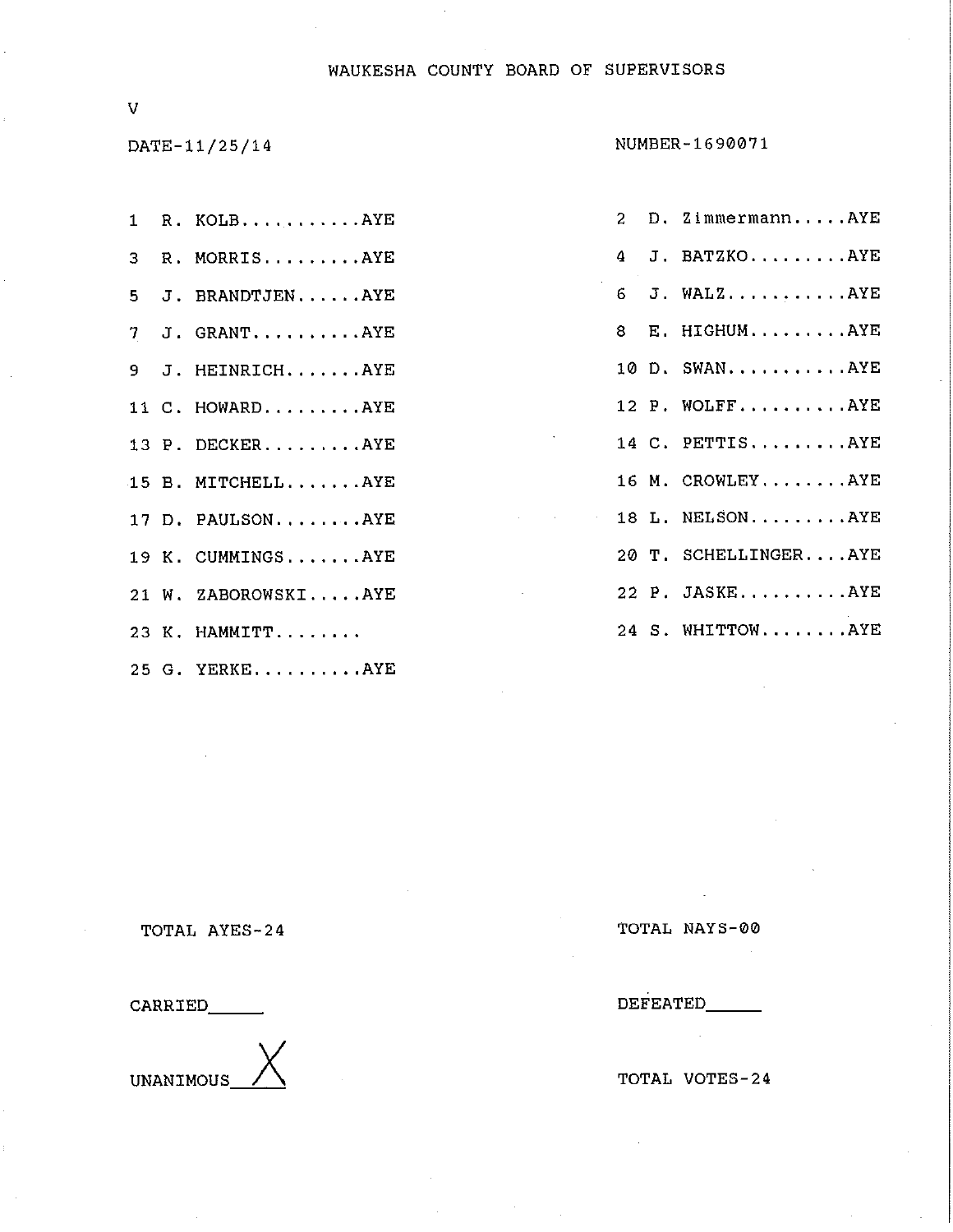WAUKESHA COUNTY BOARD OF SUPERVISORS

V

DATE-11/25/14

NUMBER-1690071

1 R. KOLB...........AYE

2 D. Zimmermann.....AYE

3 R. MORRIS.........AYE

4 J. BATZKO.........AYE

5 J. BRANDTJEN......AYE

6 J. WALZ...........AYE

7 J. GRANT..........AYE

8 E. HIGHUM.........AYE

9 J. HEINRICH.......AYE

10 D. SWAN...........AYE

11 C. HOWARD.........AYE

12 P. WOLFF..........AYE

13 P. DECKER.........AYE

14 C. PETTIS.........AYE

15 B. MITCHELL.......AYE

16 M. CROWLEY........AYE

17 D. PAULSON........AYE

18 L. NELSON.........AYE

19 K. CUMMINGS.......AYE

20 T. SCHELLINGER....AYE

21 W. ZABOROWSKI.....AYE

22 P. JASKE..........AYE

23 K. HAMMITT........

24 S. WHITTOW........AYE

25 G. YERKE..........AYE

TOTAL AYES-24

TOTAL NAYS-00

CARRIED_____

DEFEATED_____

UNANIMOUS__X__

TOTAL VOTES-24